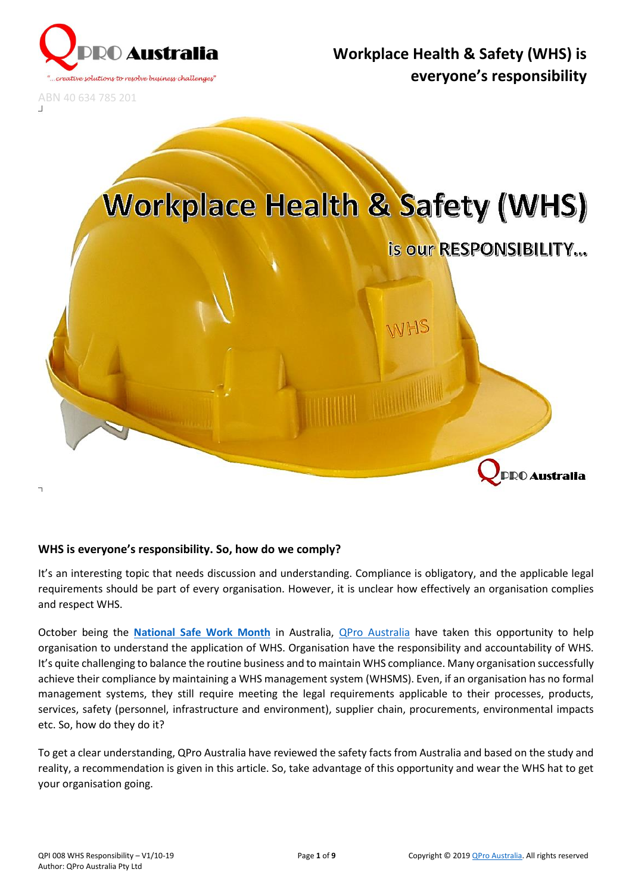QPRO Australia

"...creative solutions to resolve business challenges"

ABN 40 634 785 201

# Workplace Health & Safety (WHS) is everyone's responsibility

Workplace Health & Safety (WHS)

is our RESPONSIBILITY...

## WHS is everyone's responsibility. So, how do we comply?

It's an interesting topic that needs discussion and understanding. Compliance is obligatory, and the applicable legal requirements should be part of every organisation. However, it is unclear how effectively an organisation complies and respect WHS.

October being the **National Safe Work Month** in Australia, QPro Australia have taken this opportunity to help organisation to understand the application of WHS. Organisation have the responsibility and accountability of WHS. It's quite challenging to balance the routine business and to maintain WHS compliance. Many organisation successfully achieve their compliance by maintaining a WHS management system (WHSMS). Even, if an organisation has no formal management systems, they still require meeting the legal requirements applicable to their processes, products, services, safety (personnel, infrastructure and environment), supplier chain, procurements, environmental impacts etc. So, how do they do it?

To get a clear understanding, QPro Australia have reviewed the safety facts from Australia and based on the study and reality, a recommendation is given in this article. So, take advantage of this opportunity and wear the WHS hat to get your organisation going.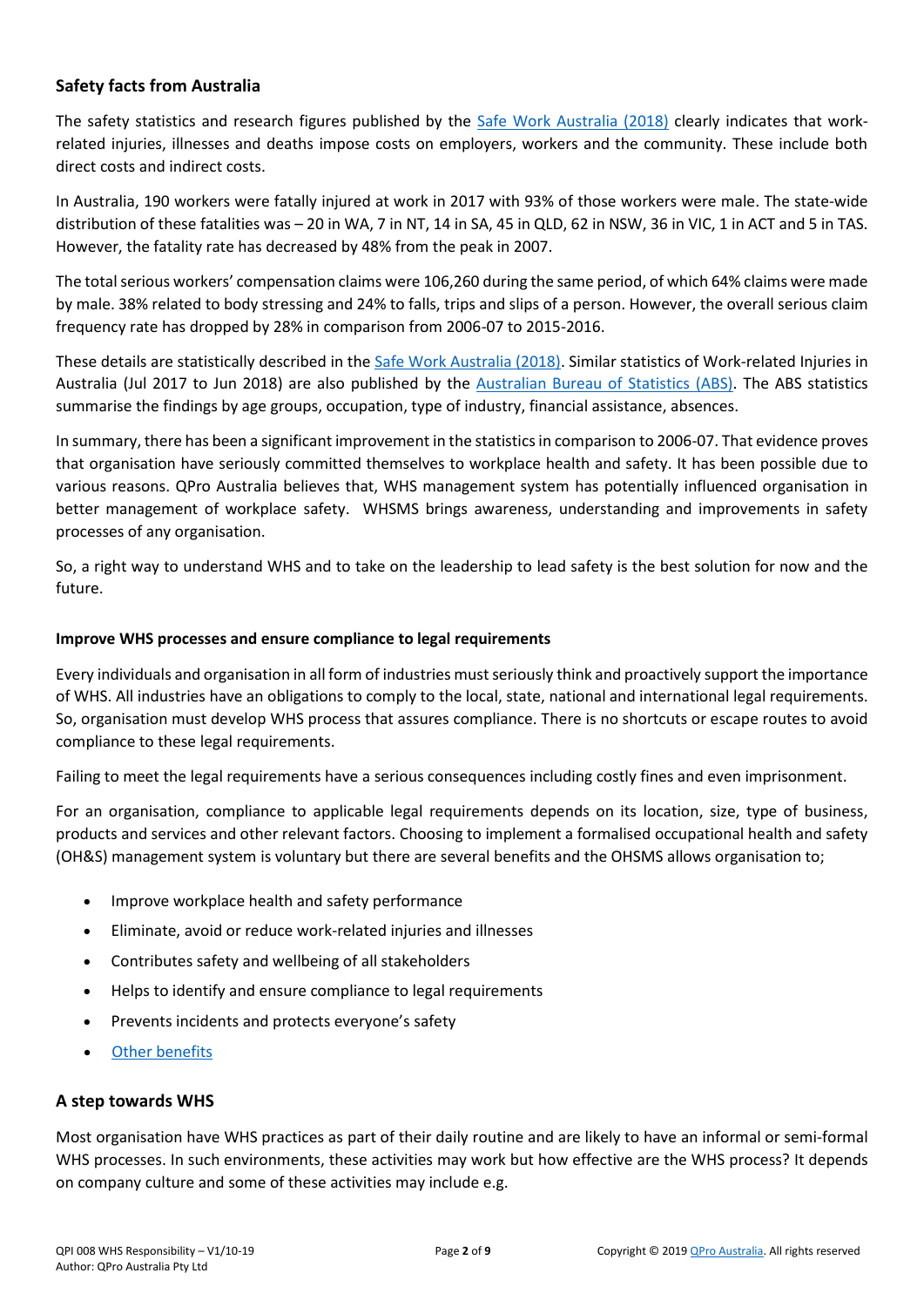## Safety facts from Australia

The safety statistics and research figures published by the Safe Work Australia (2018) clearly indicates that work-related injuries, illnesses and deaths impose costs on employers, workers and the community. These include both direct costs and indirect costs.

In Australia, 190 workers were fatally injured at work in 2017 with 93% of those workers were male. The state-wide distribution of these fatalities was – 20 in WA, 7 in NT, 14 in SA, 45 in QLD, 62 in NSW, 36 in VIC, 1 in ACT and 5 in TAS. However, the fatality rate has decreased by 48% from the peak in 2007.

The total serious workers' compensation claims were 106,260 during the same period, of which 64% claims were made by male. 38% related to body stressing and 24% to falls, trips and slips of a person. However, the overall serious claim frequency rate has dropped by 28% in comparison from 2006-07 to 2015-2016.

These details are statistically described in the Safe Work Australia (2018). Similar statistics of Work-related Injuries in Australia (Jul 2017 to Jun 2018) are also published by the Australian Bureau of Statistics (ABS). The ABS statistics summarise the findings by age groups, occupation, type of industry, financial assistance, absences.

In summary, there has been a significant improvement in the statistics in comparison to 2006-07. That evidence proves that organisation have seriously committed themselves to workplace health and safety. It has been possible due to various reasons. QPro Australia believes that, WHS management system has potentially influenced organisation in better management of workplace safety. WHSMS brings awareness, understanding and improvements in safety processes of any organisation.

So, a right way to understand WHS and to take on the leadership to lead safety is the best solution for now and the future.

### Improve WHS processes and ensure compliance to legal requirements

Every individuals and organisation in all form of industries must seriously think and proactively support the importance of WHS. All industries have an obligations to comply to the local, state, national and international legal requirements. So, organisation must develop WHS process that assures compliance. There is no shortcuts or escape routes to avoid compliance to these legal requirements.

Failing to meet the legal requirements have a serious consequences including costly fines and even imprisonment.

For an organisation, compliance to applicable legal requirements depends on its location, size, type of business, products and services and other relevant factors. Choosing to implement a formalised occupational health and safety (OH&S) management system is voluntary but there are several benefits and the OHSMS allows organisation to;

- Improve workplace health and safety performance
- Eliminate, avoid or reduce work-related injuries and illnesses
- Contributes safety and wellbeing of all stakeholders
- Helps to identify and ensure compliance to legal requirements
- Prevents incidents and protects everyone's safety
- Other benefits

## A step towards WHS

Most organisation have WHS practices as part of their daily routine and are likely to have an informal or semi-formal WHS processes. In such environments, these activities may work but how effective are the WHS process? It depends on company culture and some of these activities may include e.g.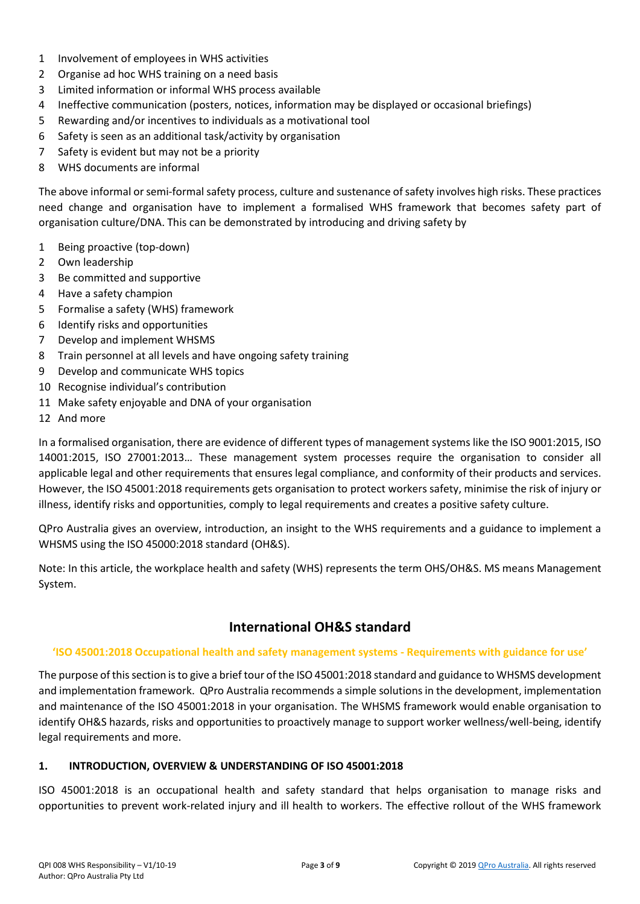1. Involvement of employees in WHS activities
2. Organise ad hoc WHS training on a need basis
3. Limited information or informal WHS process available
4. Ineffective communication (posters, notices, information may be displayed or occasional briefings)
5. Rewarding and/or incentives to individuals as a motivational tool
6. Safety is seen as an additional task/activity by organisation
7. Safety is evident but may not be a priority
8. WHS documents are informal

The above informal or semi-formal safety process, culture and sustenance of safety involves high risks. These practices need change and organisation have to implement a formalised WHS framework that becomes safety part of organisation culture/DNA. This can be demonstrated by introducing and driving safety by

1. Being proactive (top-down)
2. Own leadership
3. Be committed and supportive
4. Have a safety champion
5. Formalise a safety (WHS) framework
6. Identify risks and opportunities
7. Develop and implement WHSMS
8. Train personnel at all levels and have ongoing safety training
9. Develop and communicate WHS topics
10. Recognise individual's contribution
11. Make safety enjoyable and DNA of your organisation
12. And more

In a formalised organisation, there are evidence of different types of management systems like the ISO 9001:2015, ISO 14001:2015, ISO 27001:2013… These management system processes require the organisation to consider all applicable legal and other requirements that ensures legal compliance, and conformity of their products and services. However, the ISO 45001:2018 requirements gets organisation to protect workers safety, minimise the risk of injury or illness, identify risks and opportunities, comply to legal requirements and creates a positive safety culture.

QPro Australia gives an overview, introduction, an insight to the WHS requirements and a guidance to implement a WHSMS using the ISO 45000:2018 standard (OH&S).

Note: In this article, the workplace health and safety (WHS) represents the term OHS/OH&S. MS means Management System.

## International OH&S standard

**'ISO 45001:2018 Occupational health and safety management systems - Requirements with guidance for use'**

The purpose of this section is to give a brief tour of the ISO 45001:2018 standard and guidance to WHSMS development and implementation framework. QPro Australia recommends a simple solutions in the development, implementation and maintenance of the ISO 45001:2018 in your organisation. The WHSMS framework would enable organisation to identify OH&S hazards, risks and opportunities to proactively manage to support worker wellness/well-being, identify legal requirements and more.

### 1. INTRODUCTION, OVERVIEW & UNDERSTANDING OF ISO 45001:2018

ISO 45001:2018 is an occupational health and safety standard that helps organisation to manage risks and opportunities to prevent work-related injury and ill health to workers. The effective rollout of the WHS framework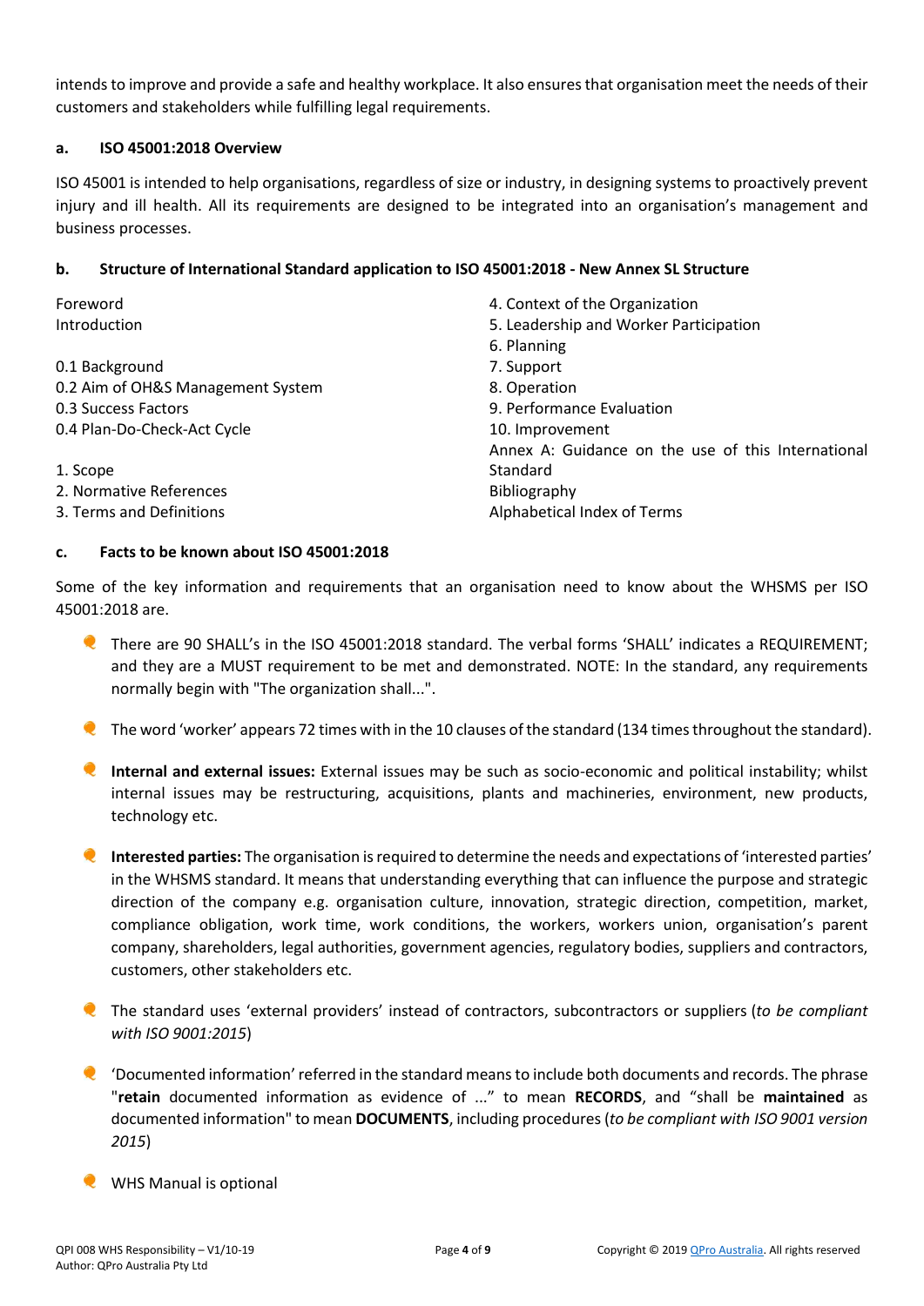intends to improve and provide a safe and healthy workplace. It also ensures that organisation meet the needs of their customers and stakeholders while fulfilling legal requirements.

### a. ISO 45001:2018 Overview

ISO 45001 is intended to help organisations, regardless of size or industry, in designing systems to proactively prevent injury and ill health. All its requirements are designed to be integrated into an organisation's management and business processes.

### b. Structure of International Standard application to ISO 45001:2018 - New Annex SL Structure

Foreword
Introduction

0.1 Background
0.2 Aim of OH&S Management System
0.3 Success Factors
0.4 Plan-Do-Check-Act Cycle

1. Scope
2. Normative References
3. Terms and Definitions
4. Context of the Organization
5. Leadership and Worker Participation
6. Planning
7. Support
8. Operation
9. Performance Evaluation
10. Improvement

Annex A: Guidance on the use of this International Standard
Bibliography
Alphabetical Index of Terms

### c. Facts to be known about ISO 45001:2018

Some of the key information and requirements that an organisation need to know about the WHSMS per ISO 45001:2018 are.

- There are 90 SHALL's in the ISO 45001:2018 standard. The verbal forms 'SHALL' indicates a REQUIREMENT; and they are a MUST requirement to be met and demonstrated. NOTE: In the standard, any requirements normally begin with "The organization shall...".
- The word 'worker' appears 72 times with in the 10 clauses of the standard (134 times throughout the standard).
- **Internal and external issues:** External issues may be such as socio-economic and political instability; whilst internal issues may be restructuring, acquisitions, plants and machineries, environment, new products, technology etc.
- **Interested parties:** The organisation is required to determine the needs and expectations of 'interested parties' in the WHSMS standard. It means that understanding everything that can influence the purpose and strategic direction of the company e.g. organisation culture, innovation, strategic direction, competition, market, compliance obligation, work time, work conditions, the workers, workers union, organisation's parent company, shareholders, legal authorities, government agencies, regulatory bodies, suppliers and contractors, customers, other stakeholders etc.
- The standard uses 'external providers' instead of contractors, subcontractors or suppliers (*to be compliant with ISO 9001:2015*)
- 'Documented information' referred in the standard means to include both documents and records. The phrase "**retain** documented information as evidence of ..." to mean **RECORDS**, and "shall be **maintained** as documented information" to mean **DOCUMENTS**, including procedures (*to be compliant with ISO 9001 version 2015*)
- WHS Manual is optional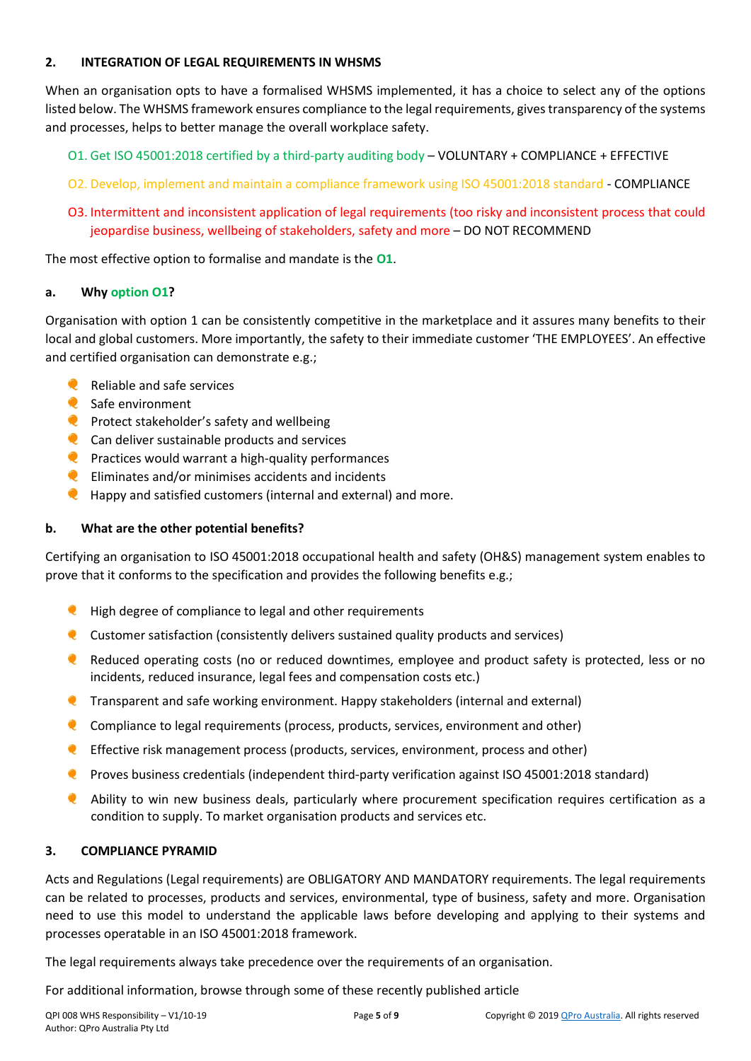## 2. INTEGRATION OF LEGAL REQUIREMENTS IN WHSMS

When an organisation opts to have a formalised WHSMS implemented, it has a choice to select any of the options listed below. The WHSMS framework ensures compliance to the legal requirements, gives transparency of the systems and processes, helps to better manage the overall workplace safety.

O1. Get ISO 45001:2018 certified by a third-party auditing body – VOLUNTARY + COMPLIANCE + EFFECTIVE

O2. Develop, implement and maintain a compliance framework using ISO 45001:2018 standard - COMPLIANCE

O3. Intermittent and inconsistent application of legal requirements (too risky and inconsistent process that could jeopardise business, wellbeing of stakeholders, safety and more – DO NOT RECOMMEND

The most effective option to formalise and mandate is the **O1**.

### a. Why option O1?

Organisation with option 1 can be consistently competitive in the marketplace and it assures many benefits to their local and global customers. More importantly, the safety to their immediate customer 'THE EMPLOYEES'. An effective and certified organisation can demonstrate e.g.;

- Reliable and safe services
- Safe environment
- Protect stakeholder's safety and wellbeing
- Can deliver sustainable products and services
- Practices would warrant a high-quality performances
- Eliminates and/or minimises accidents and incidents
- Happy and satisfied customers (internal and external) and more.

### b. What are the other potential benefits?

Certifying an organisation to ISO 45001:2018 occupational health and safety (OH&S) management system enables to prove that it conforms to the specification and provides the following benefits e.g.;

- High degree of compliance to legal and other requirements
- Customer satisfaction (consistently delivers sustained quality products and services)
- Reduced operating costs (no or reduced downtimes, employee and product safety is protected, less or no incidents, reduced insurance, legal fees and compensation costs etc.)
- Transparent and safe working environment. Happy stakeholders (internal and external)
- Compliance to legal requirements (process, products, services, environment and other)
- Effective risk management process (products, services, environment, process and other)
- Proves business credentials (independent third-party verification against ISO 45001:2018 standard)
- Ability to win new business deals, particularly where procurement specification requires certification as a condition to supply. To market organisation products and services etc.

## 3. COMPLIANCE PYRAMID

Acts and Regulations (Legal requirements) are OBLIGATORY AND MANDATORY requirements. The legal requirements can be related to processes, products and services, environmental, type of business, safety and more. Organisation need to use this model to understand the applicable laws before developing and applying to their systems and processes operatable in an ISO 45001:2018 framework.

The legal requirements always take precedence over the requirements of an organisation.

For additional information, browse through some of these recently published article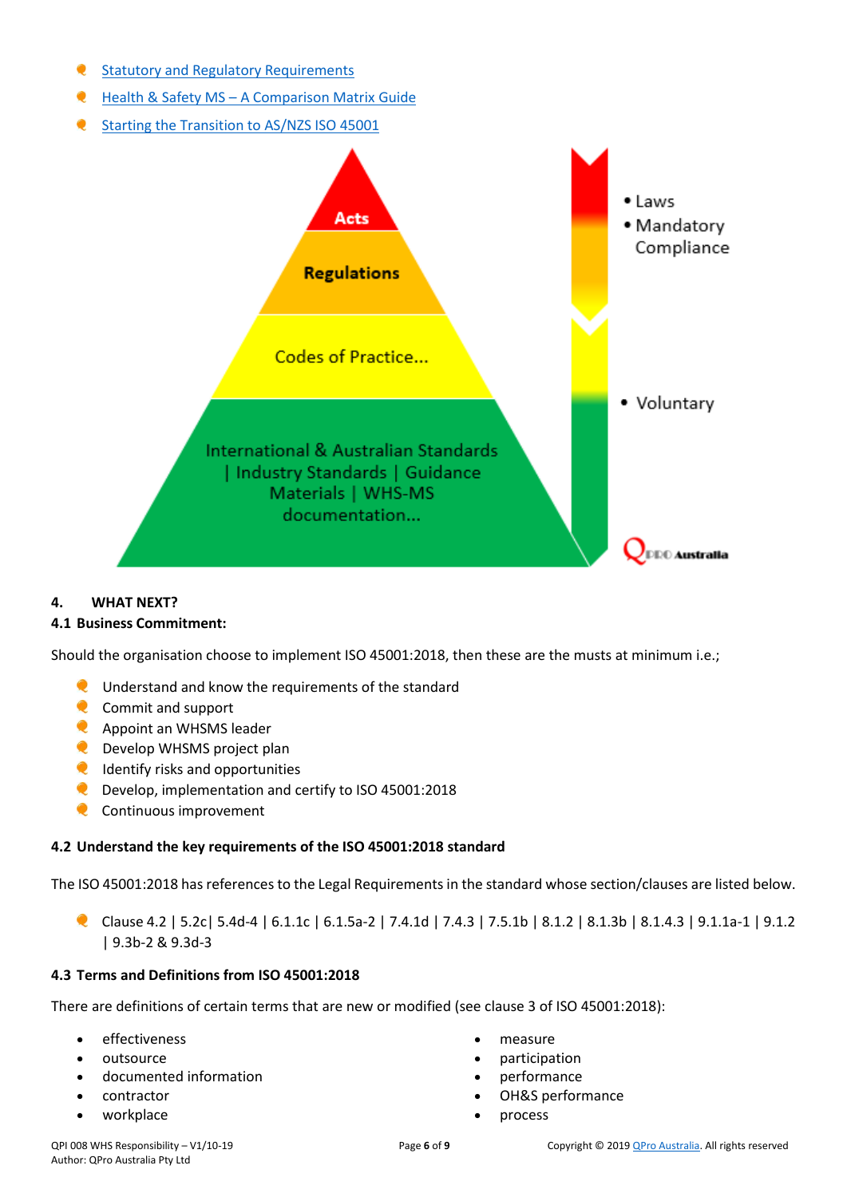- Statutory and Regulatory Requirements
- Health & Safety MS – A Comparison Matrix Guide
- Starting the Transition to AS/NZS ISO 45001

Acts

Regulations

Codes of Practice...

International & Australian Standards | Industry Standards | Guidance Materials | WHS-MS documentation...

- Laws
- Mandatory Compliance
- Voluntary

## 4. WHAT NEXT?

### 4.1 Business Commitment:

Should the organisation choose to implement ISO 45001:2018, then these are the musts at minimum i.e.;

- Understand and know the requirements of the standard
- Commit and support
- Appoint an WHSMS leader
- Develop WHSMS project plan
- Identify risks and opportunities
- Develop, implementation and certify to ISO 45001:2018
- Continuous improvement

### 4.2 Understand the key requirements of the ISO 45001:2018 standard

The ISO 45001:2018 has references to the Legal Requirements in the standard whose section/clauses are listed below.

- Clause 4.2 | 5.2c| 5.4d-4 | 6.1.1c | 6.1.5a-2 | 7.4.1d | 7.4.3 | 7.5.1b | 8.1.2 | 8.1.3b | 8.1.4.3 | 9.1.1a-1 | 9.1.2 | 9.3b-2 & 9.3d-3

### 4.3 Terms and Definitions from ISO 45001:2018

There are definitions of certain terms that are new or modified (see clause 3 of ISO 45001:2018):

- effectiveness
- outsource
- documented information
- contractor
- workplace
- measure
- participation
- performance
- OH&S performance
- process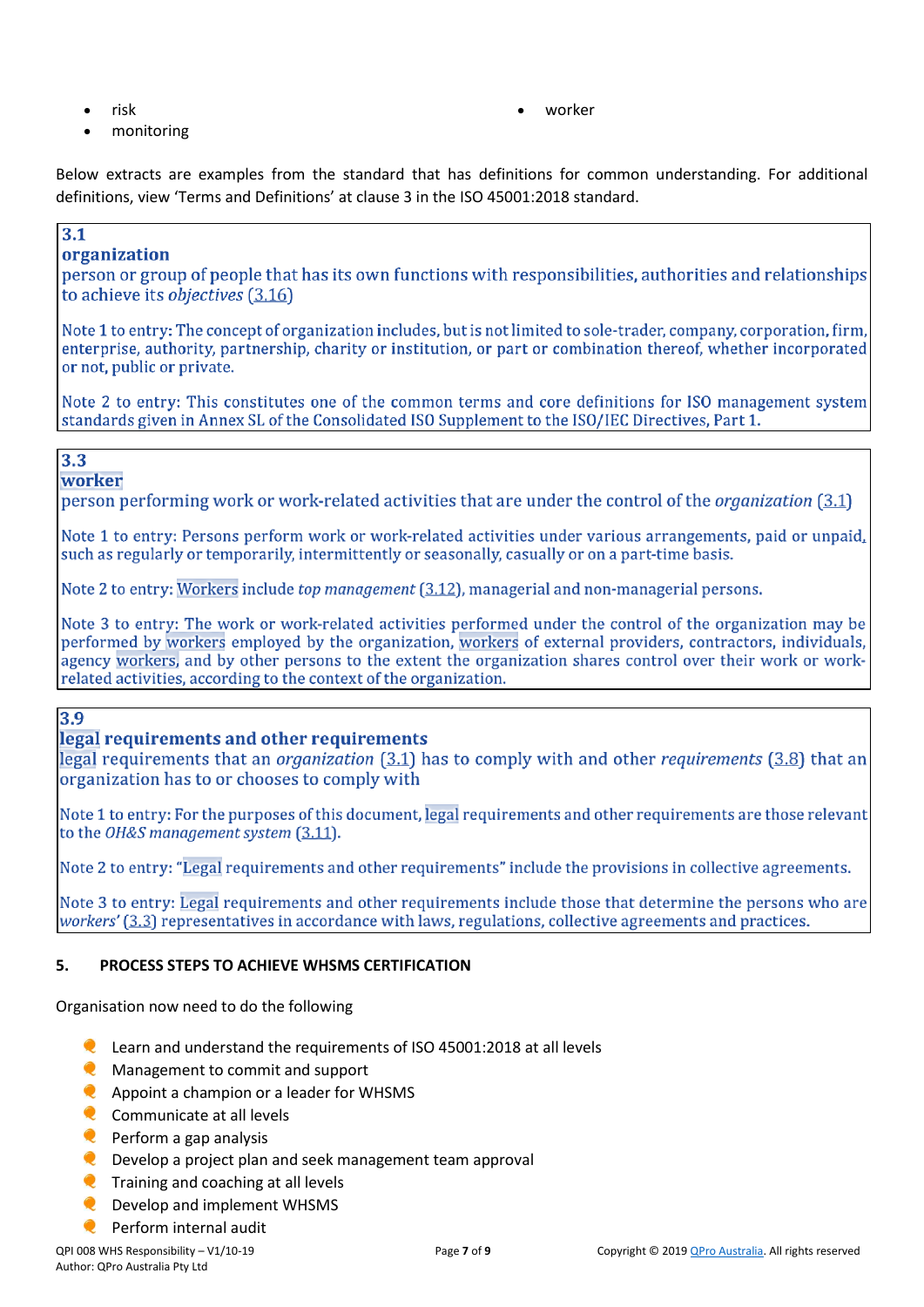- risk
- monitoring
- worker

Below extracts are examples from the standard that has definitions for common understanding. For additional definitions, view 'Terms and Definitions' at clause 3 in the ISO 45001:2018 standard.

> **3.1**
> **organization**
> person or group of people that has its own functions with responsibilities, authorities and relationships to achieve its *objectives* (3.16)
>
> Note 1 to entry: The concept of organization includes, but is not limited to sole-trader, company, corporation, firm, enterprise, authority, partnership, charity or institution, or part or combination thereof, whether incorporated or not, public or private.
>
> Note 2 to entry: This constitutes one of the common terms and core definitions for ISO management system standards given in Annex SL of the Consolidated ISO Supplement to the ISO/IEC Directives, Part 1.

> **3.3**
> **worker**
> person performing work or work-related activities that are under the control of the *organization* (3.1)
>
> Note 1 to entry: Persons perform work or work-related activities under various arrangements, paid or unpaid, such as regularly or temporarily, intermittently or seasonally, casually or on a part-time basis.
>
> Note 2 to entry: Workers include *top management* (3.12), managerial and non-managerial persons.
>
> Note 3 to entry: The work or work-related activities performed under the control of the organization may be performed by workers employed by the organization, workers of external providers, contractors, individuals, agency workers, and by other persons to the extent the organization shares control over their work or work-related activities, according to the context of the organization.

> **3.9**
> **legal requirements and other requirements**
> legal requirements that an *organization* (3.1) has to comply with and other *requirements* (3.8) that an organization has to or chooses to comply with
>
> Note 1 to entry: For the purposes of this document, legal requirements and other requirements are those relevant to the *OH&S management system* (3.11).
>
> Note 2 to entry: "Legal requirements and other requirements" include the provisions in collective agreements.
>
> Note 3 to entry: Legal requirements and other requirements include those that determine the persons who are *workers'* (3.3) representatives in accordance with laws, regulations, collective agreements and practices.

## 5. PROCESS STEPS TO ACHIEVE WHSMS CERTIFICATION

Organisation now need to do the following

- Learn and understand the requirements of ISO 45001:2018 at all levels
- Management to commit and support
- Appoint a champion or a leader for WHSMS
- Communicate at all levels
- Perform a gap analysis
- Develop a project plan and seek management team approval
- Training and coaching at all levels
- Develop and implement WHSMS
- Perform internal audit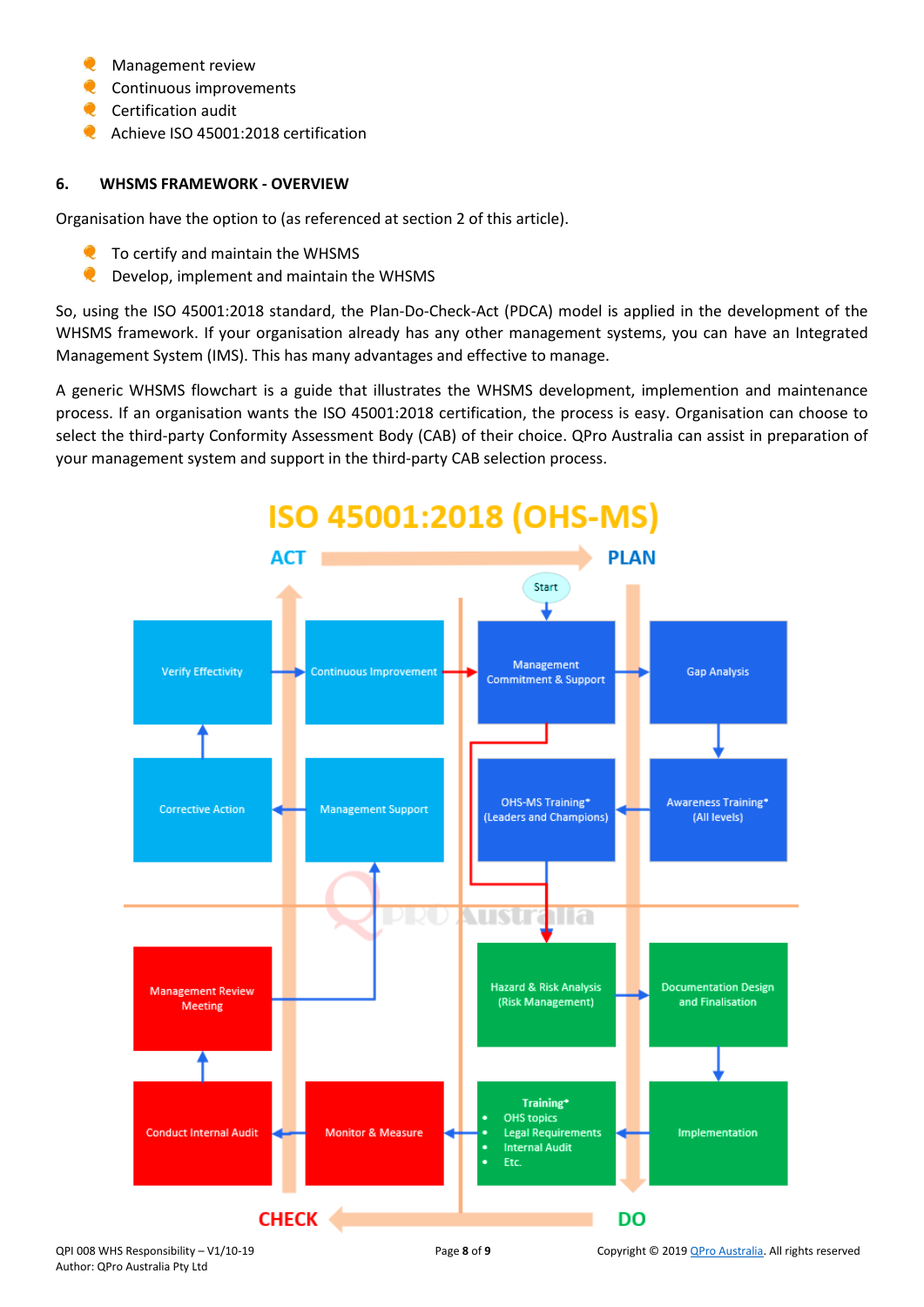- Management review
- Continuous improvements
- Certification audit
- Achieve ISO 45001:2018 certification

## 6. WHSMS FRAMEWORK - OVERVIEW

Organisation have the option to (as referenced at section 2 of this article).

- To certify and maintain the WHSMS
- Develop, implement and maintain the WHSMS

So, using the ISO 45001:2018 standard, the Plan-Do-Check-Act (PDCA) model is applied in the development of the WHSMS framework. If your organisation already has any other management systems, you can have an Integrated Management System (IMS). This has many advantages and effective to manage.

A generic WHSMS flowchart is a guide that illustrates the WHSMS development, implemention and maintenance process. If an organisation wants the ISO 45001:2018 certification, the process is easy. Organisation can choose to select the third-party Conformity Assessment Body (CAB) of their choice. QPro Australia can assist in preparation of your management system and support in the third-party CAB selection process.

**ISO 45001:2018 (OHS-MS)**

ACT → PLAN

Start

- Management Commitment & Support
- Gap Analysis
- Awareness Training* (All levels)
- OHS-MS Training* (Leaders and Champions)
- Hazard & Risk Analysis (Risk Management)
- Documentation Design and Finalisation
- Implementation
- Training*
  - OHS topics
  - Legal Requirements
  - Internal Audit
  - Etc.
- Monitor & Measure
- Conduct Internal Audit
- Management Review Meeting
- Management Support
- Corrective Action
- Verify Effectivity
- Continuous Improvement

CHECK ← DO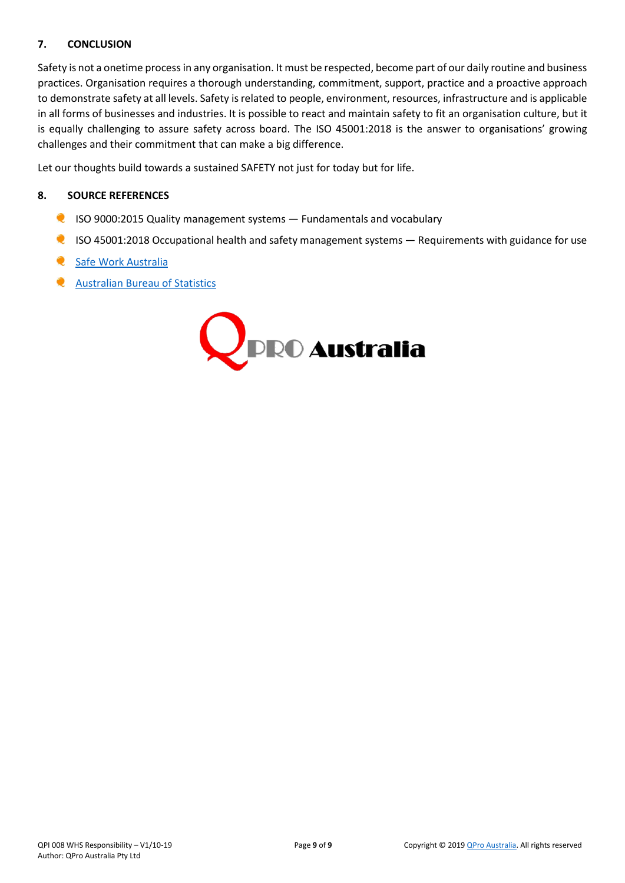## 7. CONCLUSION

Safety is not a onetime process in any organisation. It must be respected, become part of our daily routine and business practices. Organisation requires a thorough understanding, commitment, support, practice and a proactive approach to demonstrate safety at all levels. Safety is related to people, environment, resources, infrastructure and is applicable in all forms of businesses and industries. It is possible to react and maintain safety to fit an organisation culture, but it is equally challenging to assure safety across board. The ISO 45001:2018 is the answer to organisations' growing challenges and their commitment that can make a big difference.

Let our thoughts build towards a sustained SAFETY not just for today but for life.

## 8. SOURCE REFERENCES

- ISO 9000:2015 Quality management systems — Fundamentals and vocabulary
- ISO 45001:2018 Occupational health and safety management systems — Requirements with guidance for use
- Safe Work Australia
- Australian Bureau of Statistics

QPRO Australia